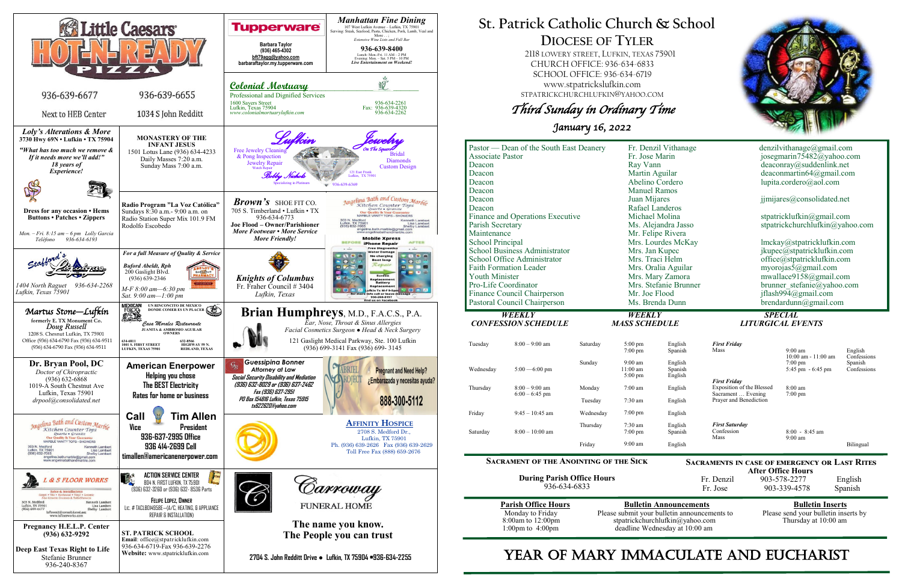# St. Patrick Catholic Church & School

## Diocese of Tyler

2118 Lowery Street, Lufkin, Texas 75901
Church Office: 936-634-6833
School Office: 936-634-6719
www.stpatrickslufkin.com
stpatrickchurchlufkin@yahoo.com

*Third Sunday in Ordinary Time*

*January 16, 2022*

| | | |
|---|---|---|
| Pastor — Dean of the South East Deanery | Fr. Denzil Vithanage | denzilvithanage@gmail.com |
| Associate Pastor | Fr. Jose Marin | josegmarin75482@yahoo.com |
| Deacon | Ray Vann | deaconray@suddenlink.net |
| Deacon | Martin Aguilar | deaconmartin64@gmail.com |
| Deacon | Abelino Cordero | lupita.cordero@aol.com |
| Deacon | Manuel Ramos | |
| Deacon | Juan Mijares | jjmijares@consolidated.net |
| Deacon | Rafael Landeros | |
| Finance and Operations Executive | Michael Molina | stpatricklufkin@gmail.com |
| Parish Secretary | Ms. Alejandra Jasso | stpatrickchurchlufkin@yahoo.com |
| Maintenance | Mr. Felipe Rivera | |
| School Principal | Mrs. Lourdes McKay | lmckay@stpatricklufkin.com |
| School Business Administrator | Mrs. Jan Kupec | jkupec@stpatricklufkin.com |
| School Office Administrator | Mrs. Traci Helm | office@stpatricklufkin.com |
| Faith Formation Leader | Mrs. Oralia Aguilar | myorojas5@gmail.com |
| Youth Minister | Mrs. Mary Zamora | mwallace9158@gmail.com |
| Pro-Life Coordinator | Mrs. Stefanie Brunner | brunner_stefanie@yahoo.com |
| Finance Council Chairperson | Mr. Joe Flood | jflash994@gmail.com |
| Pastoral Council Chairperson | Ms. Brenda Dunn | brendardunn@gmail.com |

### *Weekly Confession Schedule*

| | |
|---|---|
| Tuesday | 8:00 – 9:00 am |
| Wednesday | 5:00 —6:00 pm |
| Thursday | 8:00 – 9:00 am<br>6:00 – 6:45 pm |
| Friday | 9:45 – 10:45 am |
| Saturday | 8:00 – 10:00 am |

### *Weekly Mass Schedule*

| | | |
|---|---|---|
| Saturday | 5:00 pm<br>7:00 pm | English<br>Spanish |
| Sunday | 9:00 am<br>11:00 am<br>5:00 pm | English<br>Spanish<br>English |
| Monday | 7:00 am | English |
| Tuesday | 7:30 am | English |
| Wednesday | 7:00 pm | English |
| Thursday | 7:30 am<br>7:00 pm | English<br>Spanish |
| Friday | 9:00 am | English |

### *Special Liturgical Events*

| | | |
|---|---|---|
| *First Friday*<br>Mass | 9:00 am<br>10:00 am - 11:00 am<br>7:00 pm<br>5:45 pm - 6:45 pm | English<br>Confessions<br>Spanish<br>Confessions |
| *First Friday*<br>Exposition of the Blessed Sacrament ... Evening<br>Prayer and Benediction | 8:00 am<br>7:00 pm | |
| *First Saturday*<br>Confession<br>Mass | 8:00 - 8:45 am<br>9:00 am | Bilingual |

### Sacrament of the Anointing of the Sick

**During Parish Office Hours**
936-634-6833

### Sacraments in Case of Emergency or Last Rites

**After Office Hours**

| | | |
|---|---|---|
| Fr. Denzil | 903-578-2277 | English |
| Fr. Jose | 903-339-4578 | Spanish |

**Parish Office Hours**
Monday to Friday
8:00am to 12:00pm
1:00pm to 4:00pm

**Bulletin Announcements**
Please submit your bulletin announcements to stpatrickchurchlufkin@yahoo.com deadline Wednesday at 10:00 am

**Bulletin Inserts**
Please send your bulletin inserts by Thursday at 10:00 am

# Year of Mary Immaculate and Eucharist

---

**Little Caesars Hot-N-Ready Pizza**
936-639-6677 — Next to HEB Center
936-639-6655 — 1034 S John Redditt

**Tupperware**
Barbara Taylor
(936) 465-4302
bft79aga@yahoo.com
barbaraftaylor.my.tupperware.com

**Manhattan Fine Dining**
107 West Lufkin Avenue – Lufkin, TX 75901
Serving: Steak, Seafood, Pasta, Chicken, Pork, Lamb, Veal and More . . .
Extensive Wine Lists and Full Bar
936-639-8400
Lunch: Mon.-Fri. 11 AM – 2 PM
Evening: Mon. – Sat. 5 PM – 10 PM
*Live Entertainment on Weekend!*

**Colonial Mortuary**
Professional and Dignified Services
1600 Sayers Street
Lufkin, Texas 75904
www.colonialmortuarylufkin.com
936-634-2261
Fax: 936-639-4320
936-634-2262

**Loly's Alterations & More**
3730 Hwy 69N • Lufkin • TX 75904
*"What has too much we remove & If it needs more we'll add!"*
*18 years of Experience!*
Dress for any occasion • Hems
Buttons • Patches • Zippers
Mon. – Fri. 8:15 am – 6 pm Lolly Garcia
Teléfono 936-634-6193

**Monastery of the Infant Jesus**
1501 Lotus Lane (936) 634-4233
Daily Masses 7:20 a.m.
Sunday Mass 7:00 a.m.

**Lufkin Jewelry On The Square**
Free Jewelry Cleaning & Prong Inspection
Jewelry Repair
Watch Repair
Bobby Nichols
Specializing in Platinum
Bridal
Diamonds
Custom Design
121 East Frank
Lufkin, TX 75901
936-639-6369

**Radio Program "La Voz Católica"**
Sundays 8:30 a.m.- 9:00 a.m. on Radio Station Super Mix 101.9 FM
Rodolfo Escobedo

**Brown's** SHOE FIT CO.
705 S. Timberland • Lufkin • TX
936-634-6773
**Joe Flood – Owner/Parishioner**
*More Footwear • More Service*
*More Friendly!*

**Angelina Bath and Custom Marble**
Kitchen Counter Tops
Quartz • Granite
Our Quality Is Your Guarantee
MARBLE VANITY TOPS - SHOWERS
303 N. Medford, Lufkin, TX 75901
(936) 632-7065
Kenneth Lambert
Lisa Lambert
Shelby Lambert
angelina.bath.marble@gmail.com
www.angelinabathandmarble.com

**Mobile Xpress iPhone Repair**
Free Diagnostics
Water Damage
No charging
Boot loop
Repair
Screen Replacement
Battery Replacement
Lufkin Tx M-F 9-5pm
No more bills call or leave message
936-205-8197
find us on facebook

**Stafford's Interiors**
1404 North Raguet 936-634-2268
Lufkin, Texas 75901

*For a full Measure of Quality & Service*
**Buford Abeldt, Rph**
Abeldt's Gaslight Pharmacy
200 Gaslight Blvd.
(936) 639-2346
M-F 8:00 am—6:30 pm
Sat. 9:00 am—1:00 pm

**Knights of Columbus**
Fr. Fraher Council # 3404
Lufkin, Texas

**Martus Stone—Lufkin**
formerly E. TX Monument Co.
Doug Russell
1208 S. Chesnut Lufkin, TX 75901
Office (936) 634-6790 Fax (936) 634-9511

**Mexican Food — Un Rinconcito de Mexico Donde Comer Es Un Placer**
Casa Morales Restaurante
Juanita & Ambrosio Aguilar Owners
634-6811 — 1001 S. First Street, Lufkin, Texas 75901
632-8566 — Highway 59 N, Redland, Texas

**Brian Humphreys**, M.D., F.A.C.S., P.A.
*Ear, Nose, Throat & Sinus Allergies*
*Facial Cosmetics Surgeon ● Head & Neck Surgery*
121 Gaslight Medical Parkway, Ste. 100 Lufkin
(936) 699-3141 Fax (936) 699- 3145

**Dr. Bryan Pool, DC**
*Doctor of Chiropractic*
(936) 632-6868
1019-A South Chestnut Ave
Lufkin, Texas 75901
drpool@consolidated.net

**American Enerpower**
Helping you chose
The BEST Electricity
Rates for home or business
**Call Tim Allen**
Vice President
936-637-2995 Office
936 414-2699 Cell
timallen@americanenerpower.com

**Guessipina Bonner**
Attorney at Law
Social Security Disability and Mediation
(936) 632-8029 or (936) 637-2462
Fax (936) 637-2951
PO Box 154816 Lufkin, Texas 75915
tx622620@yahoo.com

**Gabriel Project**
Pregnant and Need Help?
¿Embarazada y necesitas ayuda?
888-300-5112

**Angelina Bath and Custom Marble**
Kitchen Counter Tops
Quartz • Granite
Our Quality Is Your Guarantee
MARBLE VANITY TOPS - SHOWERS
303 N. Medford, Lufkin, TX 75901
(936) 632-7065
Kenneth Lambert, Lisa Lambert, Shelby Lambert
angelina.bath.marble@gmail.com
www.angelinabathandmarble.com

**Affinity Hospice**
2708 S. Medford Dr.,
Lufkin, TX 75901
Ph. (936) 639-2626 Fax (936) 639-2629
Toll Free Fax (888) 659-2676

**L & S Floor Works**
Sales & Installation
Carpet • Tile • Hardwood • Vinyl • Ceramic
303 N. Medford, Lufkin, TX 75901
(936) 699-4477
Kenneth Lambert, Lisa Lambert, Shelby Lambert
lsfloors@consolidated.net
www.lsfloorworks.com

**Action Service Center**
804 N. First Lufkin, TX 75901
(936) 632-3260 or (936) 632- 8536 Parts
Felipe Lopez, Owner
Lic. # TACLB048958E—(A/C, Heating, & Appliance Repair & Installation)

**Carroway Funeral Home**
The name you know.
The People you can trust
2704 S. John Redditt Drive ● Lufkin, TX 75904 ●936-634-2255

**Pregnancy H.E.L.P. Center**
(936) 632-9292

**Deep East Texas Right to Life**
Stefanie Brunner
936-240-8367

**ST. PATRICK SCHOOL**
Email: office@stpatricklufkin.com
936-634-6719-Fax 936-639-2276
Website: www.stpatrickslufkin.com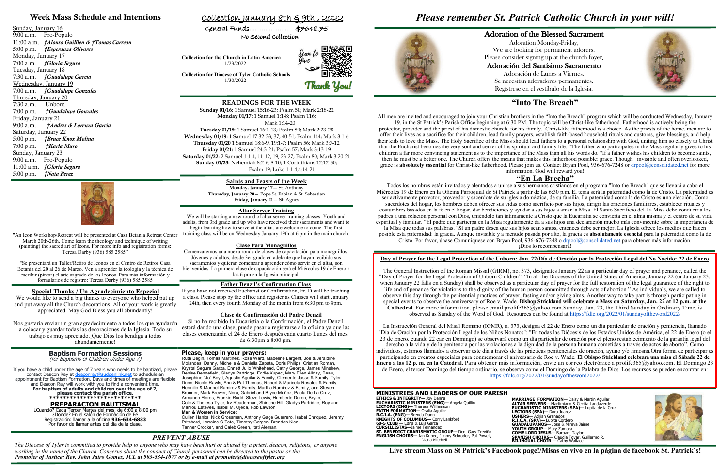## Week Mass Schedule and Intentions

Sunday, January 16
9:00 a.m. Pro-Populo
11:00 a.m. *†Alonso Guilllen & †Tomas Carreon*
5:00 p.m. *†Esperanza Olivares*
Monday, January 17
7:00 a.m. *†Gloria Segura*
Tuesday, January 18
7:30 a.m. *†Guadalupe Garcia*
Wednesday, January 19
7:00 a.m. *†Guadalupe Gonzales*
Thursday, January 20
7:30 a.m. Unborn
7:00 p.m. *†Guadalupe Gonzales*
Friday, January 21
9:00 a.m. *†Andres & Lorenza Garcia*
Saturday, January 22
5:00 p.m. *†Bruce Knox Molina*
7:00 p.m. *†Karla Muro*
Sunday, January 23
9:00 a.m. Pro-Populo
11:00 a.m. *†Gloria Segura*
5:00 p.m. *†Nata Perez*

"An Icon Workshop/Retreat will be presented at Casa Betania Retreat Center March 20th-26th. Come learn the theology and technique of writing (painting) the sacred art of Icons. For more info and registration forms: Teresa Darby (936) 585 2585"

"Se presentará un Taller/Retiro de Iconos en el Centro de Retiros Casa Betania del 20 al 26 de Marzo. Ven a aprender la teología y la técnica de escribir (pintar) el arte sagrado de los Iconos. Para más información y formularios de registro: Teresa Darby (936) 585 2585

### Special Thanks / Un Agradecimiento Especial

We would like to send a big thanks to everyone who helped put up and put away all the Church decorations. All of your work is greatly appreciated. May God Bless you all abundantly!

Nos gustaría enviar un gran agradecimiento a todos los que ayudarón a colocar y guardar todas las decoraciones de la Iglesia. Todo su trabajo es muy apreciado.¡Que Dios los bendiga a todos abundantemente!

### Baptism Formation Sessions

*(for Baptisms of Children Under Age 7)*

If you have a child under the age of 7 years who needs to be baptized, please contact Deacon Ray at deaconray@suddenlink.net to schedule an appointment for Baptism Formation. Days and times of meetings are flexible and Deacon Ray will work with you to find a convenient time.
**For baptism of adults and children over the age of 7, please contact the parish office.**
**\*\*\*\*\*\*\*\*\*\*\*\*\*\*\*\*\*\*\*\*\*\*\*\*\*\*\*\***

### PREPARACION BAUTISMAL

¿Cuando? Cada Tercer Martes del mes, de 6:00 a 8:00 pm
¿Donde? En el salón de Formación de Fe
Registración: llamar a la oficina **936-634-6833**
Por favor de llamar antes del dia de la clase.

## Collection January 8th & 9th , 2022

General Funds........................ $7648.75
No Second Collection

**Collection for the Church in Latin America**
1/23/2022

**Collection for Diocese of Tyler Catholic Schools**
1/30/2022

Scan to Give

Thank You!

### READINGS FOR THE WEEK

**Sunday 01/16**: 1 Samuel 15:16-23; Psalm 50; Mark 2:18-22
**Monday 01/17:** 1 Samuel 1:1-8; Psalm 116; Mark 1:14-20
**Tuesday 01/18:** 1 Samuel 16:1-13; Psalm 89; Mark 2:23-28
**Wednesday 01/19:** 1 Samuel 17:32-33, 37, 40-51; Psalm 144; Mark 3:1-6
**Thursday 01/20** 1 Samuel 18:6-9, 19:1-7; Psalm 56; Mark 3:7-12
**Friday 01/21:** 1 Samuel 24:3-21; Psalm 57; Mark 3:13-19
**Saturday 01/22:** 2 Samuel 1:1-4, 11-12, 19, 23-27; Psalm 80; Mark 3:20-21
**Sunday 01/23:** Nehemiah 8:2-6, 8-10; 1 Corinthians 12:12-30; Psalm 19; Luke 1:1-4;4:14-21

### Saints and Feasts of the Week

**Monday, January 17 —** St. Anthony
**Thursday, January 20 —** Pope St. Fabian & St. Sebastian
**Friday, January 21 —** St. Agnes

### Altar Server Training

We will be starting a new round of altar server training classes. Youth and adults, from 3rd grade and up who have received their sacraments and want to begin learning how to serve at the altar, are welcome to come. The first training class will be on Wednesday January 19th at 6 pm in the main church.

### Clase Para Monaguillos

Comenzaremos una nueva ronda de clases de capacitación para monaguillos. Jóvenes y adultos, desde 3er grado en adelante que hayan recibido sus sacramentos y quieran comenzar a aprender cómo servir en el altar, son bienvenidos. La primera clase de capacitación será el Miércoles 19 de Enero a las 6 pm en la Iglesia principal.

### Father Denzil's Confirmation Class

If you have not received Eucharist or Confirmation, Fr. D will be teaching a class. Please stop by the office and register as Classes will start January 24th, then every fourth Monday of the month from 6:30 pm to 8pm.

### Clase de Confirmación del Padre Denzil

Si no ha recibido la Eucaristia o la Confirmación, el Padre Denzil estará dando una clase, puede pasar a registrarse a la oficina ya que las clases comenzarán el 24 de Enero después cada cuarto Lunes del mes, de 6:30pm a 8:00 pm.

### Please, keep in your prayers:

Ruth Begin, Tomas Martinez, Rose Ward, Madeline Largent, Joe & Jeraldine Molandes, Danny, Michelle & Daniella Zapata, Doris Philips, Cristian Roman, Krystal Segura Garza, Ennett Julio Whitehead, Cathy George, James Minshew, Denise Bennefield, Gladys Partridge, Eddie Kupec, Mary Ellen Allday, Beau, Josephine "Jo" Boyd, Agustin Aguilar & Family, Clemente Jasso & Family, Tyler Dunn, Nicole Rawls, Ann & Pat Thomas, Robert & Maricela Rosales & Family, Hermilio & Maribel Ramirez & Family, Martha Ramirez & Family, and Steven Brunner, Mark Brewer, Nora, Gabriel and Bryce Muñoz, Paula De La Cruz, Armando Flores, Frankie Rudd, Steve Lewis, Humberto Duron, Bryan, Cole & Theresa Tyler, Irv Readerman, Shirlene Hill, Gladys Partridge, Roy and Marilou Esteves, Isabel M. Ojeda, Rob Lawson.
**Men & Women in Service:**
Cullen Hanks, Nick Grossman, Anthony Gage Guerrero, Isabel Enriquez, Jeremy Pritchard, Lorraine C Tate, Timothy Gergen, Brenden Klenk, Tanner Crocker, and Caleb Green, Itati Aleman.

## *Please remember St. Patrick Catholic Church in your will!*

### Adoration of the Blessed Sacrament

Adoration Monday-Friday,
We are looking for permanent adorers.
Please consider signing up at the church foyer.

### Adoración del Santísimo Sacramento

Adoración de Lunes a Viernes.
Se necesitan adoradores permanentes.
Regístrese en el vestíbulo de la Iglesia.

### "Into The Breach"

All men are invited and encouraged to join your Christian brothers in the "Into the Breach" program which will be conducted Wednesday, January 19, in the St Patrick's Parish Office beginning at 6:30 PM. The topic will be Christ-like fatherhood. Fatherhood is actively being the protector, provider and the priest of his domestic church, for his family. Christ-like fatherhood is a choice. As the priests of the home, men are to offer their lives as a sacrifice for their children, lead family prayers, establish faith-based household rituals and customs, give blessings, and help their kids to love the Mass. The Holy Sacrifice of the Mass should lead fathers to a personal relationship with God, uniting him so closely to Christ that the Eucharist becomes the very soul and center of his spiritual and family life. "The father who participates in the Mass regularly gives to his children a far more convincing statement as to the importance of the Mass than all his words do. "If a father wishes his children to become saints, then he must be a better one. The Church offers the means that makes this fatherhood possible: grace. Though invisible and often overlooked, grace is **absolutely essential** for Christ-like fatherhood. Please join us. Contact Bryan Pool, 936-676-7248 or drpool@consolidated.net for more information. God will reward you!

### "En La Brecha"

Todos los hombres están invitados y alentados a unirse a sus hermanos cristianos en el programa "Into the Breach" que se llevará a cabo el Miércoles 19 de Enero en la Oficina Parroquial de St Patrick a partir de las 6:30 p.m. El tema será la paternidad como la de Cristo. La paternidad es ser activamente protector, proveedor y sacerdote de su iglesia doméstica, de su familia. La paternidad como la de Cristo es una elección. Como sacerdotes del hogar, los hombres deben ofrecer sus vidas como sacrificio por sus hijos, dirigir las oraciones familiares, establecer rituales y costumbres basados en la fe en el hogar, dar bendiciones y ayudar a sus hijos a amar la Misa. El Santo Sacrificio del La Misa debe conducir a los padres a una relación personal con Dios, uniéndolo tan íntimamente a Cristo que la Eucaristía se convierta en el alma misma y el centro de su vida espiritual y familiar. "El padre que participa en la Misa regularmente da a sus hijos una declaración mucho más convincente sobre la importancia de la Misa que todas sus palabras. "Si un padre desea que sus hijos sean santos, entonces debe ser mejor. La Iglesia ofrece los medios que hacen posible esta paternidad: la gracia. Aunque invisible y a menudo pasada por alto, la gracia es **absolutamente esencial** para la paternidad como la de Cristo. Por favor, únase Comuníquese con Bryan Pool, 936-676-7248 o drpool@consolidated.net para obtener más información. ¡Dios lo recompensará!

### Day of Prayer for the Legal Protection of the Unborn: Jan. 22/Día de Oración por la Protección Legal del No Nacido: 22 de Enero

The General Instruction of the Roman Missal (GIRM), no. 373, designates January 22 as a particular day of prayer and penance, called the "Day of Prayer for the Legal Protection of Unborn Children": "In all the Dioceses of the United States of America, January 22 (or January 23, when January 22 falls on a Sunday) shall be observed as a particular day of prayer for the full restoration of the legal guarantee of the right to life and of penance for violations to the dignity of the human person committed through acts of abortion." As individuals, we are called to observe this day through the penitential practices of prayer, fasting and/or giving alms. Another way to take part is through participating in special events to observe the anniversary of Roe v. Wade. **Bishop Strickland will celebrate a Mass on Saturday, Jan. 22 at 12 p.m. at the Cathedral**. For more information, please email prolife365@yahoo.com.Sunday, Jan. 23, the Third Sunday in Ordinary Time, is observed as Sunday of the Word of God. Resources can be found at:https://fdlc.org/2022/01/sundayoftheword2022/

La Instrucción General del Misal Romano (IGMR), n. 373, designa el 22 de Enero como un día particular de oración y penitencia, llamado "Día de Oración por la Protección Legal de los Niños Nonatos": "En todas las Diócesis de los Estados Unidos de América, el 22 de Enero (o el 23 de Enero, cuando 22 cae en Domingo) se observará como un día particular de oración por el pleno restablecimiento de la garantía legal del derecho a la vida y de la penitencia por las violaciones a la dignidad de la persona humana cometidas a través de actos de aborto". Como individuos, estamos llamados a observar este día a través de las prácticas penitenciales de oración, ayuno y/o limosna.Otra forma de participar es participando en eventos especiales para conmemorar el aniversario de Roe v. Wade. **El Obispo Strickland celebrará una misa el Sábado 22 de Enero a las 12 p. m. en la Catedral.** Para obtener más información, envíe un correo electrónico a prolife365@yahoo.com. El Domingo 23 de Enero, el tercer Domingo del tiempo ordinario, se observa como el Domingo de la Palabra de Dios. Los recursos se pueden encontrar en: https://fdlc.org/2022/01/sundayoftheword2022/

### MINISTRIES AND LEADERS OF OUR PARISH

**ETHICS & INTEGRITY—** Joy Danna
**EUCHARISTIC MINISTERS (ENG)—** Angela Quillin
**LECTORS (ENG)—** Theresa Williamson
**FAITH FORMATION—** Oralia Aguilar
**R.C.I.A. (ENG)—** Brenda Dunn
**KNIGHTS OF COLUMBUS—** Corry Lankford
**60-5 CLUB —** Edna & Luis Garza
**CURSILLISTAS—**Jaime Fernandez
**ST. BENEDICT CHARISMATIC GROUP—** Dcn. Gary Treviño
**ENGLISH CHOIRS—** Jan Kupec, Jimmy Schroder, Pat Powell, Diana Mitchell
**MARRIAGE FORMATION—** Daisy & Martin Aguilar
**ALTAR SERVERS—** Martimiano & Cecilia Landaverde
**EUCHARISTIC MINISTERS (SPA)—** Lupita de la Cruz
**LECTORS (SPA)—** Dora Juarez
**USHERS—** Adrian Granados
**R.I.C.A. (SPA)—** Lupita Cordero
**GUADALUPANOS—** Jose & Mireya Jaime
**YOUTH GROUP—** Mary Zamora
**COME LORD JESUS—** Barbara Taylor
**SPANISH CHOIRS—** Claudia Tovar, Guillermo R.
**BILINGUAL CHOIR —** Cathy Wallace

### PREVENT ABUSE

*The Diocese of Tyler is committed to provide help to anyone who may have been hurt or abused by a priest, deacon, religious, or anyone working in the name of the Church. Concerns about the conduct of Church personnel can be directed to the pastor or the* ***Promoter of Justice: Rev. John Jairo Gomez, JCL at 903-534-1077 or by e-mail at promoter@dioceseoftyler.org***

**Live stream Mass on St Patrick's Facebook page!/Misas en vivo en la página de facebook St. Patrick's!**